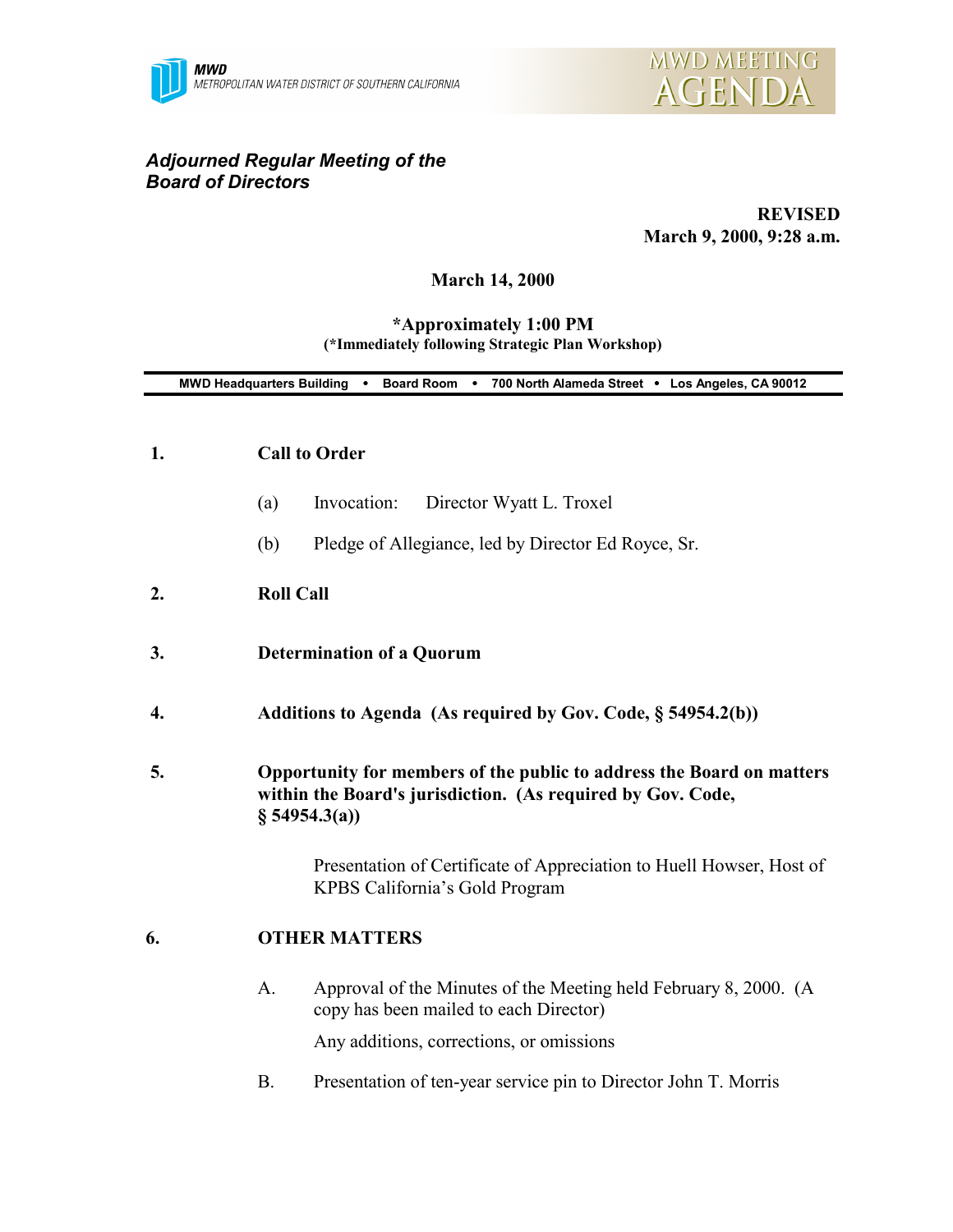MWD
METROPOLITAN WATER DISTRICT OF SOUTHERN CALIFORNIA

MWD MEETING AGENDA

***Adjourned Regular Meeting of the Board of Directors***

**REVISED**
**March 9, 2000, 9:28 a.m.**

**March 14, 2000**

**\*Approximately 1:00 PM**
**(\*Immediately following Strategic Plan Workshop)**

**MWD Headquarters Building • Board Room • 700 North Alameda Street • Los Angeles, CA 90012**

**1. Call to Order**

(a) Invocation: Director Wyatt L. Troxel

(b) Pledge of Allegiance, led by Director Ed Royce, Sr.

**2. Roll Call**

**3. Determination of a Quorum**

**4. Additions to Agenda (As required by Gov. Code, § 54954.2(b))**

**5. Opportunity for members of the public to address the Board on matters within the Board's jurisdiction. (As required by Gov. Code, § 54954.3(a))**

Presentation of Certificate of Appreciation to Huell Howser, Host of KPBS California's Gold Program

**6. OTHER MATTERS**

A. Approval of the Minutes of the Meeting held February 8, 2000. (A copy has been mailed to each Director)

Any additions, corrections, or omissions

B. Presentation of ten-year service pin to Director John T. Morris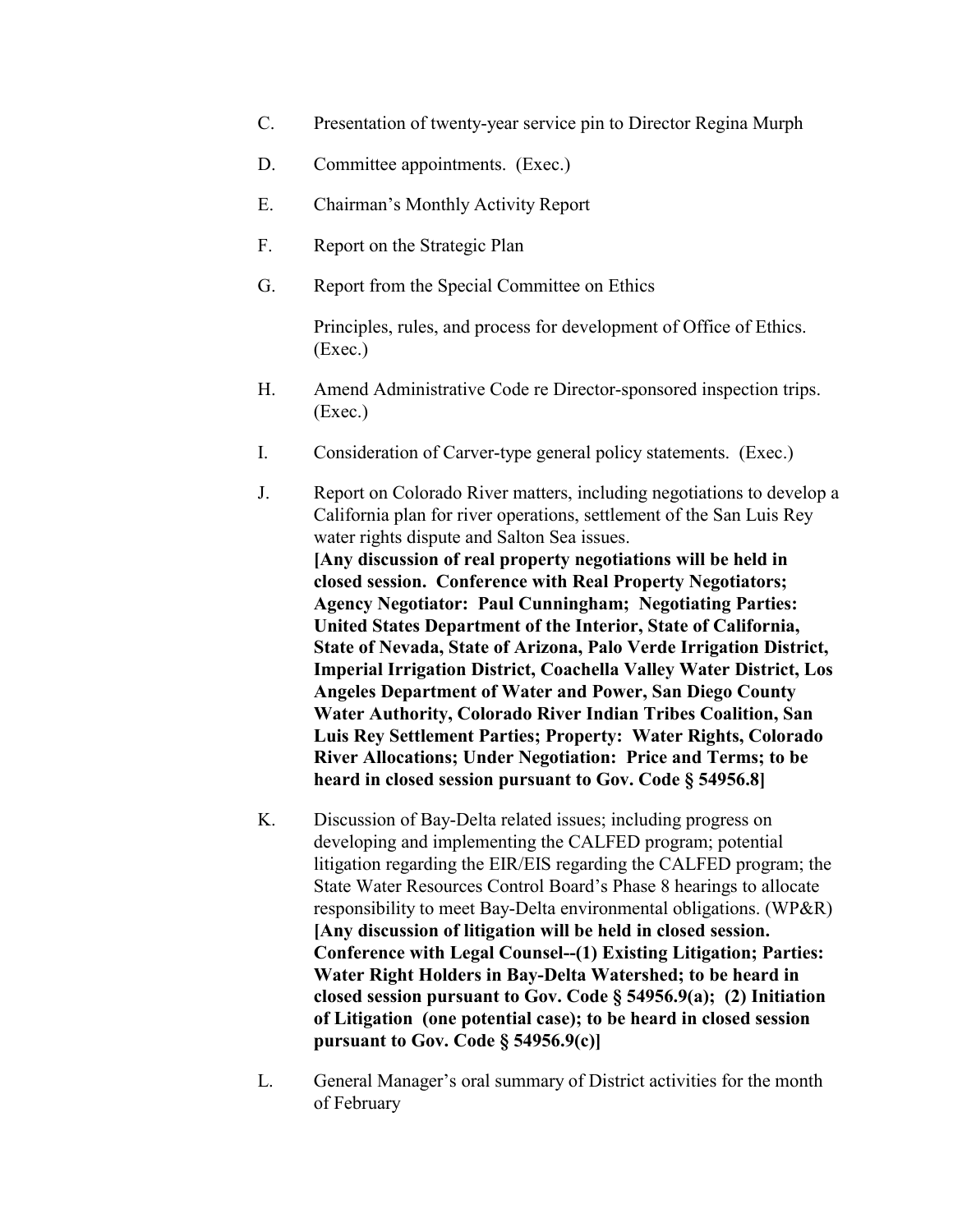C. Presentation of twenty-year service pin to Director Regina Murph

D. Committee appointments. (Exec.)

E. Chairman's Monthly Activity Report

F. Report on the Strategic Plan

G. Report from the Special Committee on Ethics

   Principles, rules, and process for development of Office of Ethics. (Exec.)

H. Amend Administrative Code re Director-sponsored inspection trips. (Exec.)

I. Consideration of Carver-type general policy statements. (Exec.)

J. Report on Colorado River matters, including negotiations to develop a California plan for river operations, settlement of the San Luis Rey water rights dispute and Salton Sea issues.
   **[Any discussion of real property negotiations will be held in closed session. Conference with Real Property Negotiators; Agency Negotiator: Paul Cunningham; Negotiating Parties: United States Department of the Interior, State of California, State of Nevada, State of Arizona, Palo Verde Irrigation District, Imperial Irrigation District, Coachella Valley Water District, Los Angeles Department of Water and Power, San Diego County Water Authority, Colorado River Indian Tribes Coalition, San Luis Rey Settlement Parties; Property: Water Rights, Colorado River Allocations; Under Negotiation: Price and Terms; to be heard in closed session pursuant to Gov. Code § 54956.8]**

K. Discussion of Bay-Delta related issues; including progress on developing and implementing the CALFED program; potential litigation regarding the EIR/EIS regarding the CALFED program; the State Water Resources Control Board's Phase 8 hearings to allocate responsibility to meet Bay-Delta environmental obligations. (WP&R)
   **[Any discussion of litigation will be held in closed session. Conference with Legal Counsel--(1) Existing Litigation; Parties: Water Right Holders in Bay-Delta Watershed; to be heard in closed session pursuant to Gov. Code § 54956.9(a); (2) Initiation of Litigation (one potential case); to be heard in closed session pursuant to Gov. Code § 54956.9(c)]**

L. General Manager's oral summary of District activities for the month of February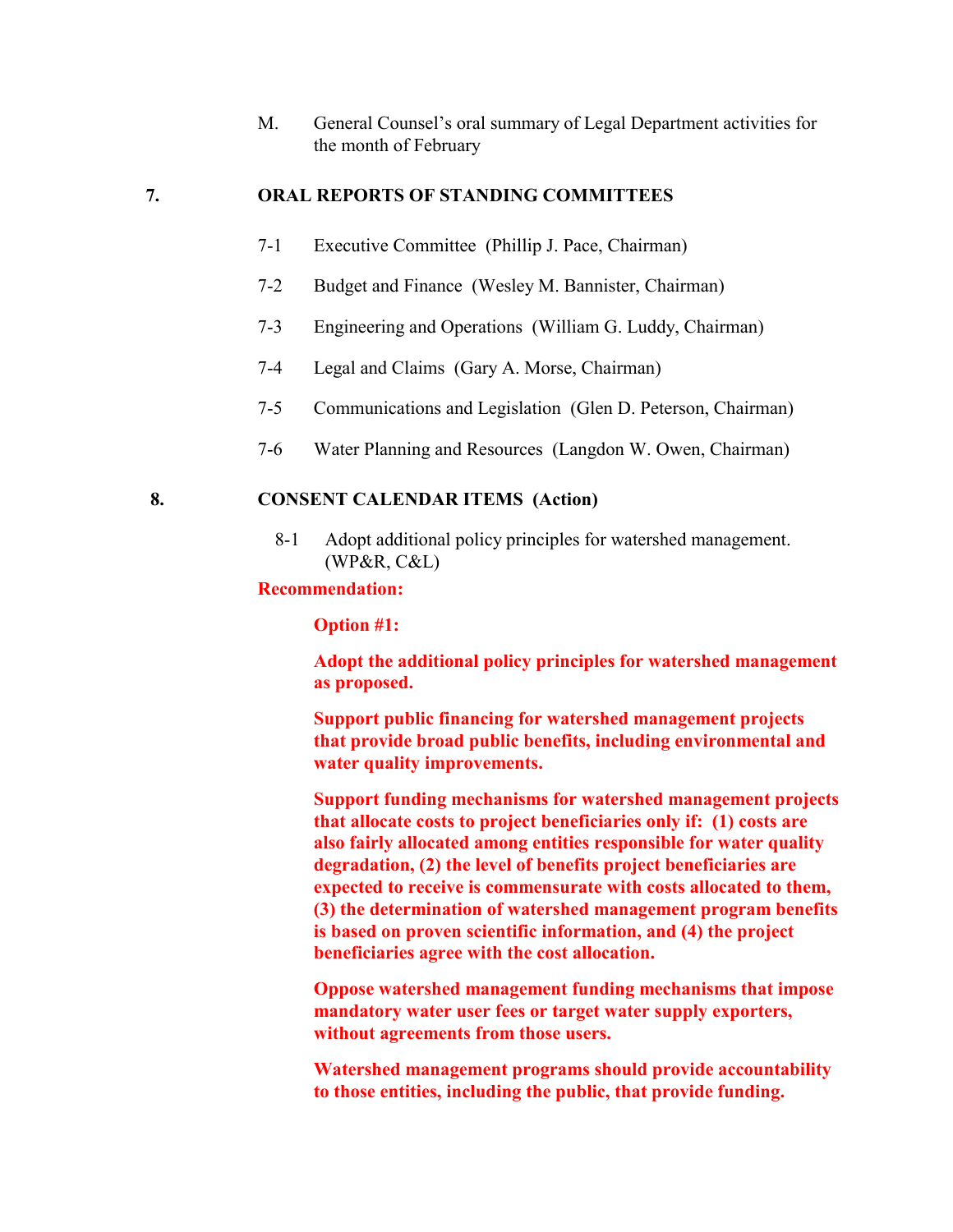M. General Counsel's oral summary of Legal Department activities for the month of February

## 7. ORAL REPORTS OF STANDING COMMITTEES

7-1 Executive Committee (Phillip J. Pace, Chairman)

7-2 Budget and Finance (Wesley M. Bannister, Chairman)

7-3 Engineering and Operations (William G. Luddy, Chairman)

7-4 Legal and Claims (Gary A. Morse, Chairman)

7-5 Communications and Legislation (Glen D. Peterson, Chairman)

7-6 Water Planning and Resources (Langdon W. Owen, Chairman)

## 8. CONSENT CALENDAR ITEMS (Action)

8-1 Adopt additional policy principles for watershed management. (WP&R, C&L)

**Recommendation:**

**Option #1:**

**Adopt the additional policy principles for watershed management as proposed.**

**Support public financing for watershed management projects that provide broad public benefits, including environmental and water quality improvements.**

**Support funding mechanisms for watershed management projects that allocate costs to project beneficiaries only if: (1) costs are also fairly allocated among entities responsible for water quality degradation, (2) the level of benefits project beneficiaries are expected to receive is commensurate with costs allocated to them, (3) the determination of watershed management program benefits is based on proven scientific information, and (4) the project beneficiaries agree with the cost allocation.**

**Oppose watershed management funding mechanisms that impose mandatory water user fees or target water supply exporters, without agreements from those users.**

**Watershed management programs should provide accountability to those entities, including the public, that provide funding.**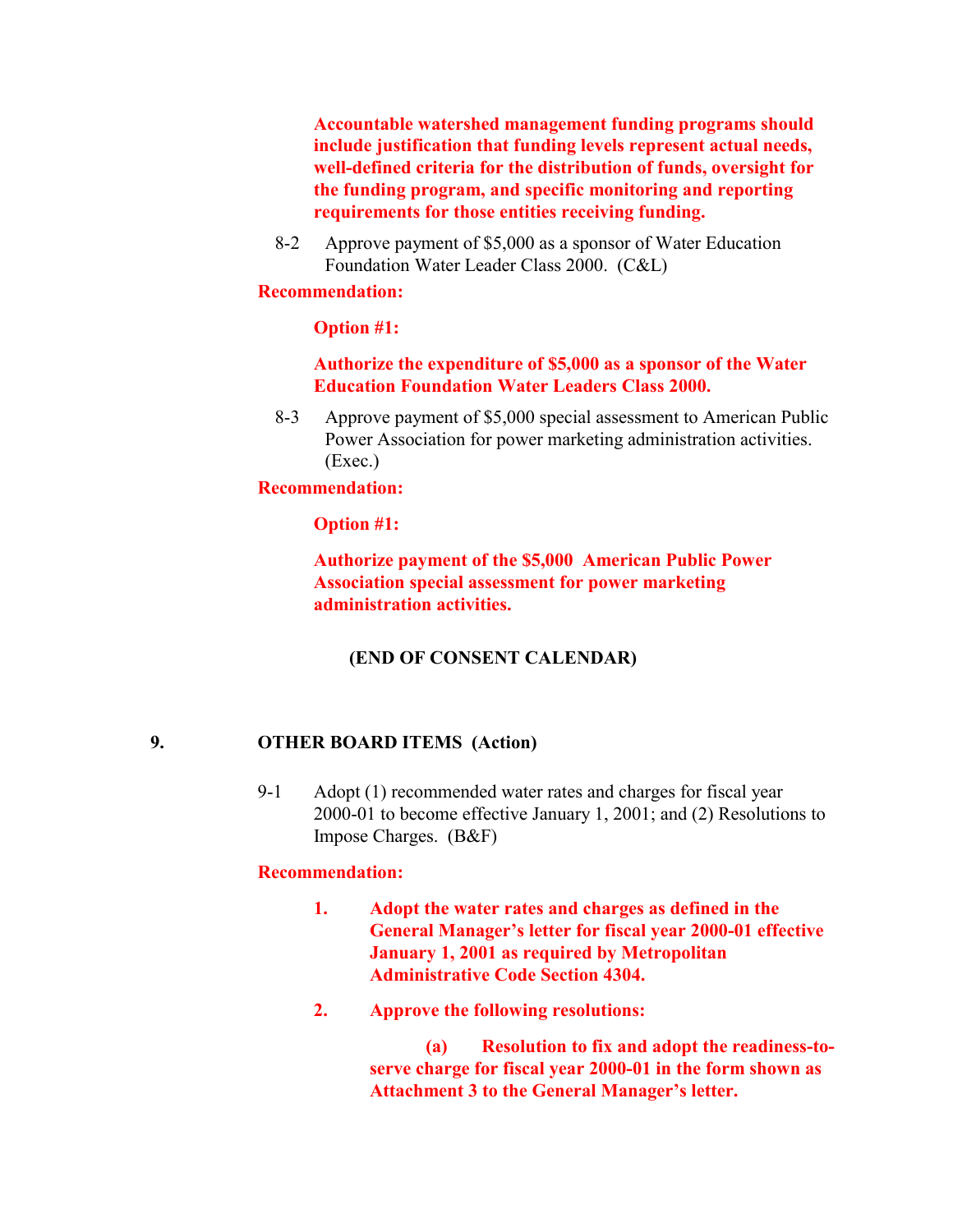**Accountable watershed management funding programs should include justification that funding levels represent actual needs, well-defined criteria for the distribution of funds, oversight for the funding program, and specific monitoring and reporting requirements for those entities receiving funding.**

8-2 Approve payment of $5,000 as a sponsor of Water Education Foundation Water Leader Class 2000. (C&L)

**Recommendation:**

**Option #1:**

**Authorize the expenditure of $5,000 as a sponsor of the Water Education Foundation Water Leaders Class 2000.**

8-3 Approve payment of $5,000 special assessment to American Public Power Association for power marketing administration activities. (Exec.)

**Recommendation:**

**Option #1:**

**Authorize payment of the $5,000 American Public Power Association special assessment for power marketing administration activities.**

**(END OF CONSENT CALENDAR)**

## 9. OTHER BOARD ITEMS (Action)

9-1 Adopt (1) recommended water rates and charges for fiscal year 2000-01 to become effective January 1, 2001; and (2) Resolutions to Impose Charges. (B&F)

**Recommendation:**

1. **Adopt the water rates and charges as defined in the General Manager's letter for fiscal year 2000-01 effective January 1, 2001 as required by Metropolitan Administrative Code Section 4304.**

2. **Approve the following resolutions:**

   **(a) Resolution to fix and adopt the readiness-to-serve charge for fiscal year 2000-01 in the form shown as Attachment 3 to the General Manager's letter.**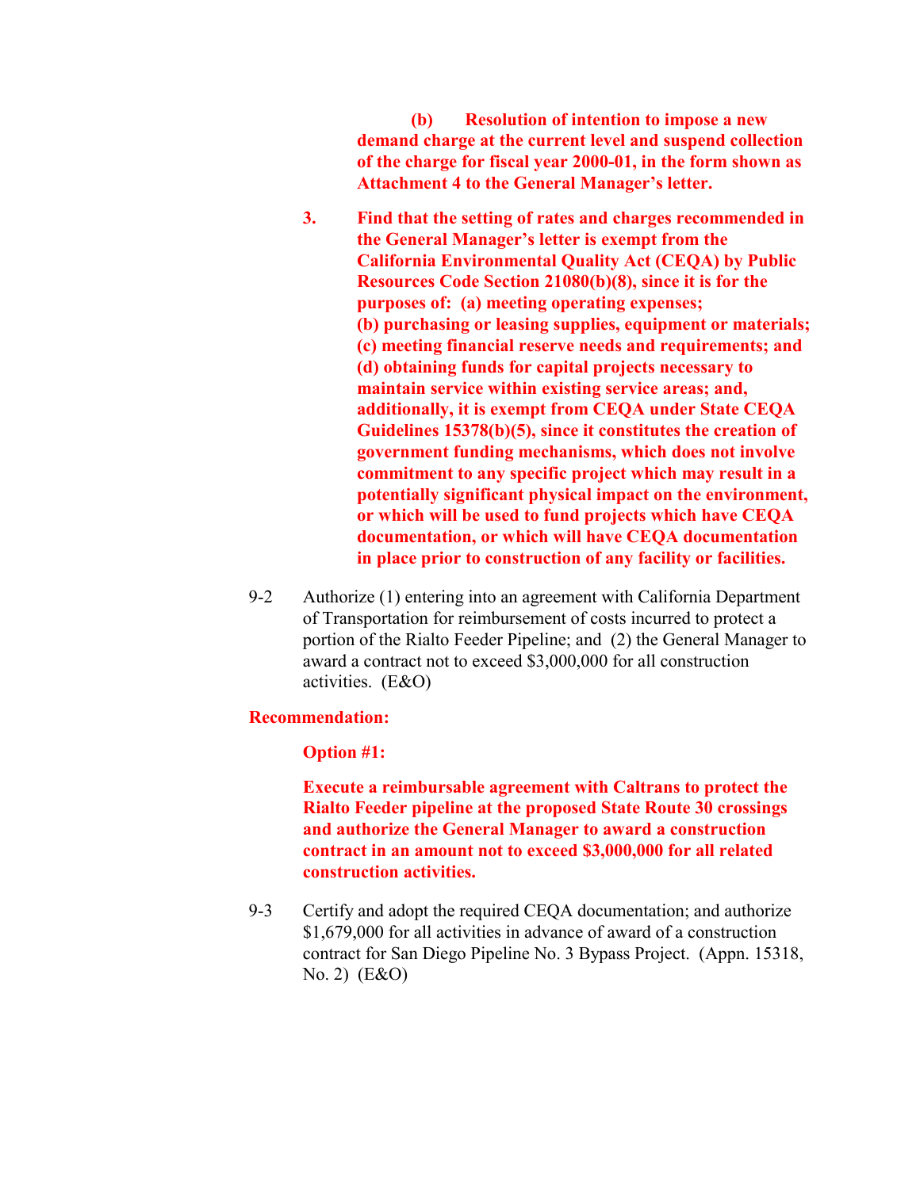**(b) Resolution of intention to impose a new demand charge at the current level and suspend collection of the charge for fiscal year 2000-01, in the form shown as Attachment 4 to the General Manager's letter.**

**3. Find that the setting of rates and charges recommended in the General Manager's letter is exempt from the California Environmental Quality Act (CEQA) by Public Resources Code Section 21080(b)(8), since it is for the purposes of: (a) meeting operating expenses; (b) purchasing or leasing supplies, equipment or materials; (c) meeting financial reserve needs and requirements; and (d) obtaining funds for capital projects necessary to maintain service within existing service areas; and, additionally, it is exempt from CEQA under State CEQA Guidelines 15378(b)(5), since it constitutes the creation of government funding mechanisms, which does not involve commitment to any specific project which may result in a potentially significant physical impact on the environment, or which will be used to fund projects which have CEQA documentation, or which will have CEQA documentation in place prior to construction of any facility or facilities.**

9-2 Authorize (1) entering into an agreement with California Department of Transportation for reimbursement of costs incurred to protect a portion of the Rialto Feeder Pipeline; and (2) the General Manager to award a contract not to exceed $3,000,000 for all construction activities. (E&O)

**Recommendation:**

**Option #1:**

**Execute a reimbursable agreement with Caltrans to protect the Rialto Feeder pipeline at the proposed State Route 30 crossings and authorize the General Manager to award a construction contract in an amount not to exceed $3,000,000 for all related construction activities.**

9-3 Certify and adopt the required CEQA documentation; and authorize $1,679,000 for all activities in advance of award of a construction contract for San Diego Pipeline No. 3 Bypass Project. (Appn. 15318, No. 2) (E&O)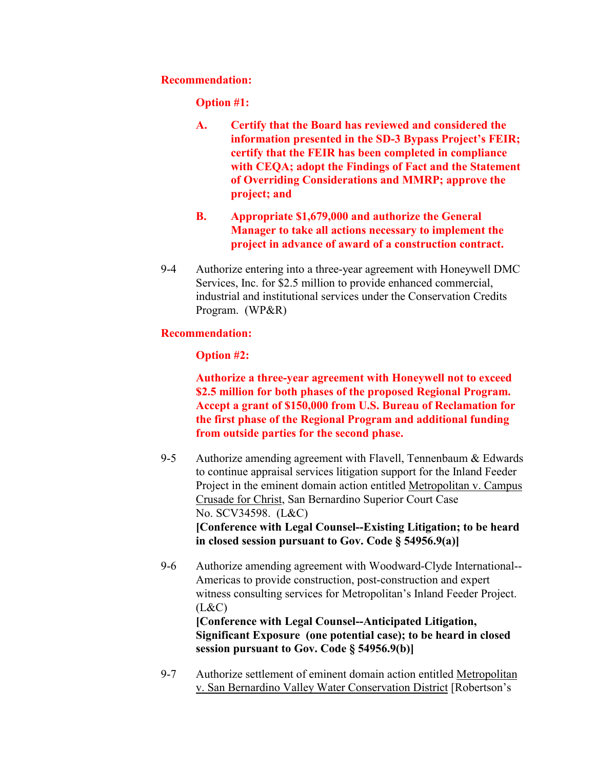**Recommendation:**

**Option #1:**

**A. Certify that the Board has reviewed and considered the information presented in the SD-3 Bypass Project's FEIR; certify that the FEIR has been completed in compliance with CEQA; adopt the Findings of Fact and the Statement of Overriding Considerations and MMRP; approve the project; and**

**B. Appropriate $1,679,000 and authorize the General Manager to take all actions necessary to implement the project in advance of award of a construction contract.**

9-4 Authorize entering into a three-year agreement with Honeywell DMC Services, Inc. for $2.5 million to provide enhanced commercial, industrial and institutional services under the Conservation Credits Program. (WP&R)

**Recommendation:**

**Option #2:**

**Authorize a three-year agreement with Honeywell not to exceed $2.5 million for both phases of the proposed Regional Program. Accept a grant of $150,000 from U.S. Bureau of Reclamation for the first phase of the Regional Program and additional funding from outside parties for the second phase.**

9-5 Authorize amending agreement with Flavell, Tennenbaum & Edwards to continue appraisal services litigation support for the Inland Feeder Project in the eminent domain action entitled Metropolitan v. Campus Crusade for Christ, San Bernardino Superior Court Case No. SCV34598. (L&C)
**[Conference with Legal Counsel--Existing Litigation; to be heard in closed session pursuant to Gov. Code § 54956.9(a)]**

9-6 Authorize amending agreement with Woodward-Clyde International--Americas to provide construction, post-construction and expert witness consulting services for Metropolitan's Inland Feeder Project. (L&C)
**[Conference with Legal Counsel--Anticipated Litigation, Significant Exposure (one potential case); to be heard in closed session pursuant to Gov. Code § 54956.9(b)]**

9-7 Authorize settlement of eminent domain action entitled Metropolitan v. San Bernardino Valley Water Conservation District [Robertson's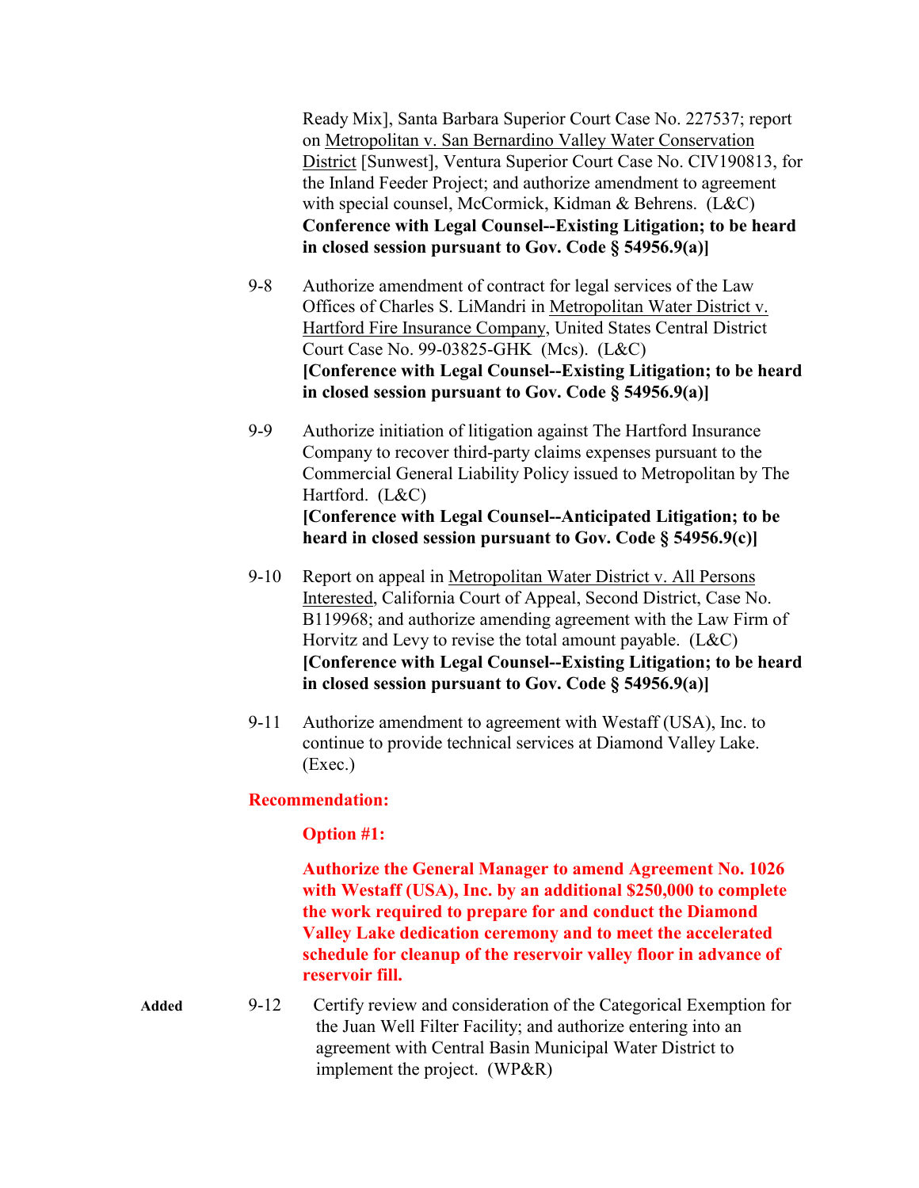Ready Mix], Santa Barbara Superior Court Case No. 227537; report on Metropolitan v. San Bernardino Valley Water Conservation District [Sunwest], Ventura Superior Court Case No. CIV190813, for the Inland Feeder Project; and authorize amendment to agreement with special counsel, McCormick, Kidman & Behrens. (L&C)
**Conference with Legal Counsel--Existing Litigation; to be heard in closed session pursuant to Gov. Code § 54956.9(a)]**

9-8 Authorize amendment of contract for legal services of the Law Offices of Charles S. LiMandri in Metropolitan Water District v. Hartford Fire Insurance Company, United States Central District Court Case No. 99-03825-GHK (Mcs). (L&C)
**[Conference with Legal Counsel--Existing Litigation; to be heard in closed session pursuant to Gov. Code § 54956.9(a)]**

9-9 Authorize initiation of litigation against The Hartford Insurance Company to recover third-party claims expenses pursuant to the Commercial General Liability Policy issued to Metropolitan by The Hartford. (L&C)
**[Conference with Legal Counsel--Anticipated Litigation; to be heard in closed session pursuant to Gov. Code § 54956.9(c)]**

9-10 Report on appeal in Metropolitan Water District v. All Persons Interested, California Court of Appeal, Second District, Case No. B119968; and authorize amending agreement with the Law Firm of Horvitz and Levy to revise the total amount payable. (L&C)
**[Conference with Legal Counsel--Existing Litigation; to be heard in closed session pursuant to Gov. Code § 54956.9(a)]**

9-11 Authorize amendment to agreement with Westaff (USA), Inc. to continue to provide technical services at Diamond Valley Lake. (Exec.)

**Recommendation:**

**Option #1:**

**Authorize the General Manager to amend Agreement No. 1026 with Westaff (USA), Inc. by an additional $250,000 to complete the work required to prepare for and conduct the Diamond Valley Lake dedication ceremony and to meet the accelerated schedule for cleanup of the reservoir valley floor in advance of reservoir fill.**

**Added** 9-12 Certify review and consideration of the Categorical Exemption for the Juan Well Filter Facility; and authorize entering into an agreement with Central Basin Municipal Water District to implement the project. (WP&R)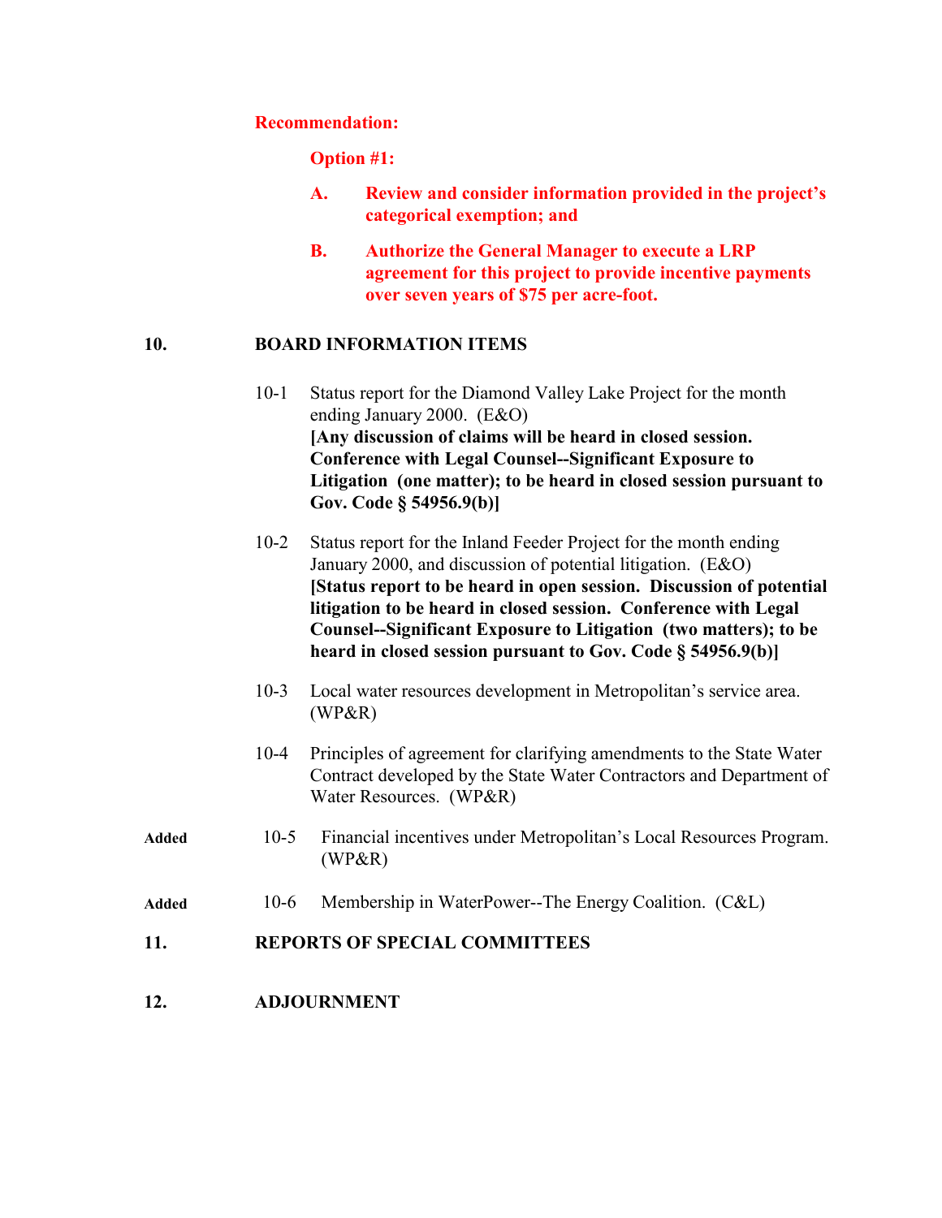**Recommendation:**

**Option #1:**

**A. Review and consider information provided in the project's categorical exemption; and**

**B. Authorize the General Manager to execute a LRP agreement for this project to provide incentive payments over seven years of $75 per acre-foot.**

## 10. BOARD INFORMATION ITEMS

10-1 Status report for the Diamond Valley Lake Project for the month ending January 2000. (E&O)
**[Any discussion of claims will be heard in closed session. Conference with Legal Counsel--Significant Exposure to Litigation (one matter); to be heard in closed session pursuant to Gov. Code § 54956.9(b)]**

10-2 Status report for the Inland Feeder Project for the month ending January 2000, and discussion of potential litigation. (E&O)
**[Status report to be heard in open session. Discussion of potential litigation to be heard in closed session. Conference with Legal Counsel--Significant Exposure to Litigation (two matters); to be heard in closed session pursuant to Gov. Code § 54956.9(b)]**

10-3 Local water resources development in Metropolitan's service area. (WP&R)

10-4 Principles of agreement for clarifying amendments to the State Water Contract developed by the State Water Contractors and Department of Water Resources. (WP&R)

**Added** 10-5 Financial incentives under Metropolitan's Local Resources Program. (WP&R)

**Added** 10-6 Membership in WaterPower--The Energy Coalition. (C&L)

## 11. REPORTS OF SPECIAL COMMITTEES

## 12. ADJOURNMENT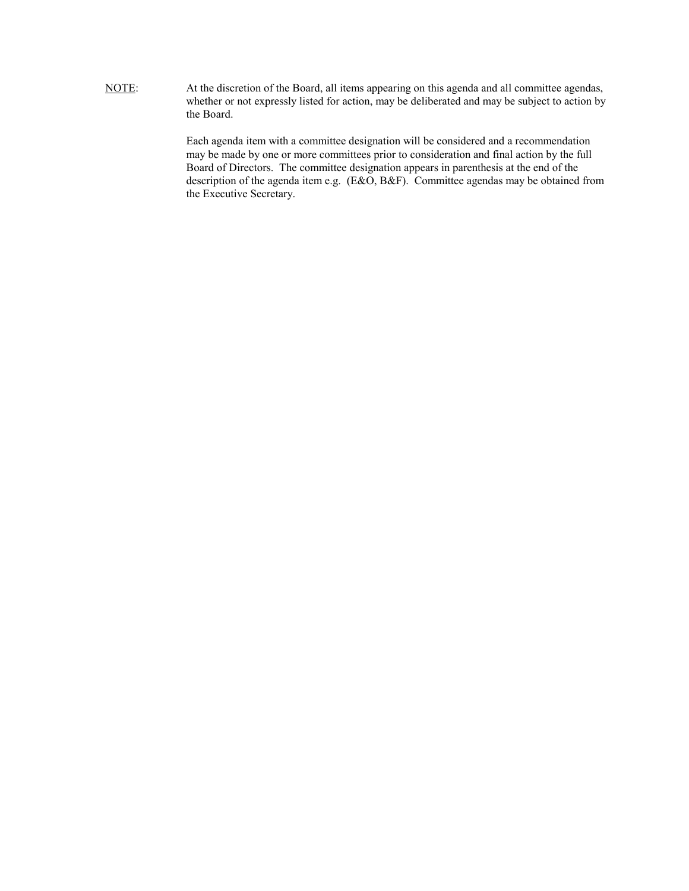<u>NOTE</u>: At the discretion of the Board, all items appearing on this agenda and all committee agendas, whether or not expressly listed for action, may be deliberated and may be subject to action by the Board.

Each agenda item with a committee designation will be considered and a recommendation may be made by one or more committees prior to consideration and final action by the full Board of Directors. The committee designation appears in parenthesis at the end of the description of the agenda item e.g. (E&O, B&F). Committee agendas may be obtained from the Executive Secretary.